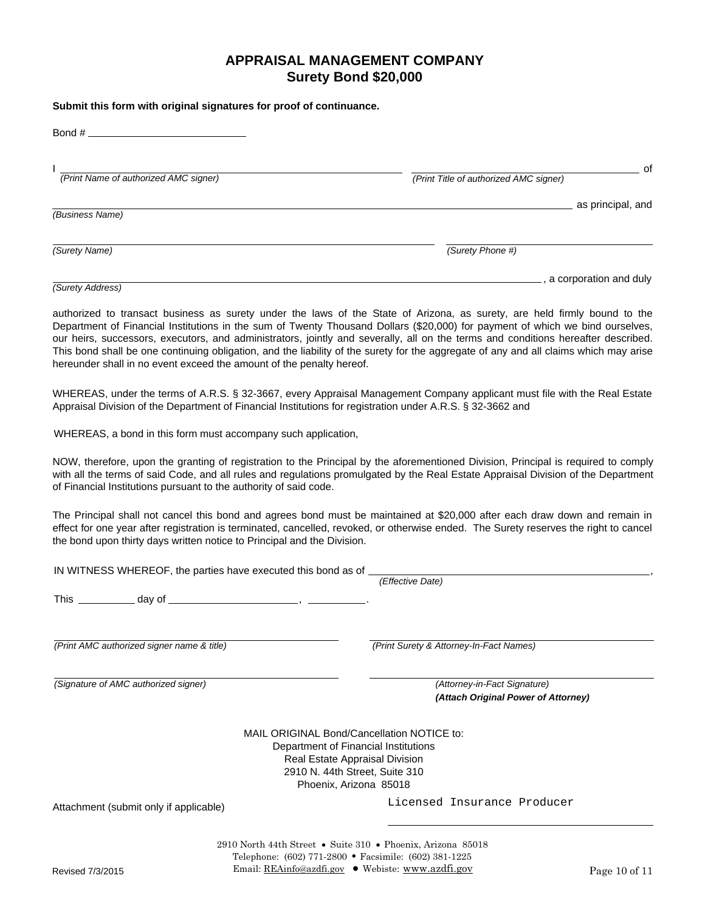# APPRAISAL MANAGEMENT COMPANY
## Surety Bond $20,000

**Submit this form with original signatures for proof of continuance.**

Bond # ____________________________

I ______________________________________________ ______________________________________ of
*(Print Name of authorized AMC signer)* *(Print Title of authorized AMC signer)*

__________________________________________________________________________________ as principal, and
*(Business Name)*

______________________________________________________ ______________________________
*(Surety Name)* *(Surety Phone #)*

__________________________________________________________________________________, a corporation and duly
*(Surety Address)*

authorized to transact business as surety under the laws of the State of Arizona, as surety, are held firmly bound to the Department of Financial Institutions in the sum of Twenty Thousand Dollars ($20,000) for payment of which we bind ourselves, our heirs, successors, executors, and administrators, jointly and severally, all on the terms and conditions hereafter described. This bond shall be one continuing obligation, and the liability of the surety for the aggregate of any and all claims which may arise hereunder shall in no event exceed the amount of the penalty hereof.

WHEREAS, under the terms of A.R.S. § 32-3667, every Appraisal Management Company applicant must file with the Real Estate Appraisal Division of the Department of Financial Institutions for registration under A.R.S. § 32-3662 and

WHEREAS, a bond in this form must accompany such application,

NOW, therefore, upon the granting of registration to the Principal by the aforementioned Division, Principal is required to comply with all the terms of said Code, and all rules and regulations promulgated by the Real Estate Appraisal Division of the Department of Financial Institutions pursuant to the authority of said code.

The Principal shall not cancel this bond and agrees bond must be maintained at $20,000 after each draw down and remain in effect for one year after registration is terminated, cancelled, revoked, or otherwise ended. The Surety reserves the right to cancel the bond upon thirty days written notice to Principal and the Division.

IN WITNESS WHEREOF, the parties have executed this bond as of ______________________________________,
*(Effective Date)*

This __________ day of ______________________, __________.

______________________________________ ______________________________________
*(Print AMC authorized signer name & title)* *(Print Surety & Attorney-In-Fact Names)*

______________________________________ ______________________________________
*(Signature of AMC authorized signer)* *(Attorney-in-Fact Signature)*
***(Attach Original Power of Attorney)***

MAIL ORIGINAL Bond/Cancellation NOTICE to:
Department of Financial Institutions
Real Estate Appraisal Division
2910 N. 44th Street, Suite 310
Phoenix, Arizona 85018

Attachment (submit only if applicable)

Licensed Insurance Producer

______________________________________

2910 North 44th Street • Suite 310 • Phoenix, Arizona 85018
Telephone: (602) 771-2800 • Facsimile: (602) 381-1225
Email: REAinfo@azdfi.gov • Webiste: www.azdfi.gov

Revised 7/3/2015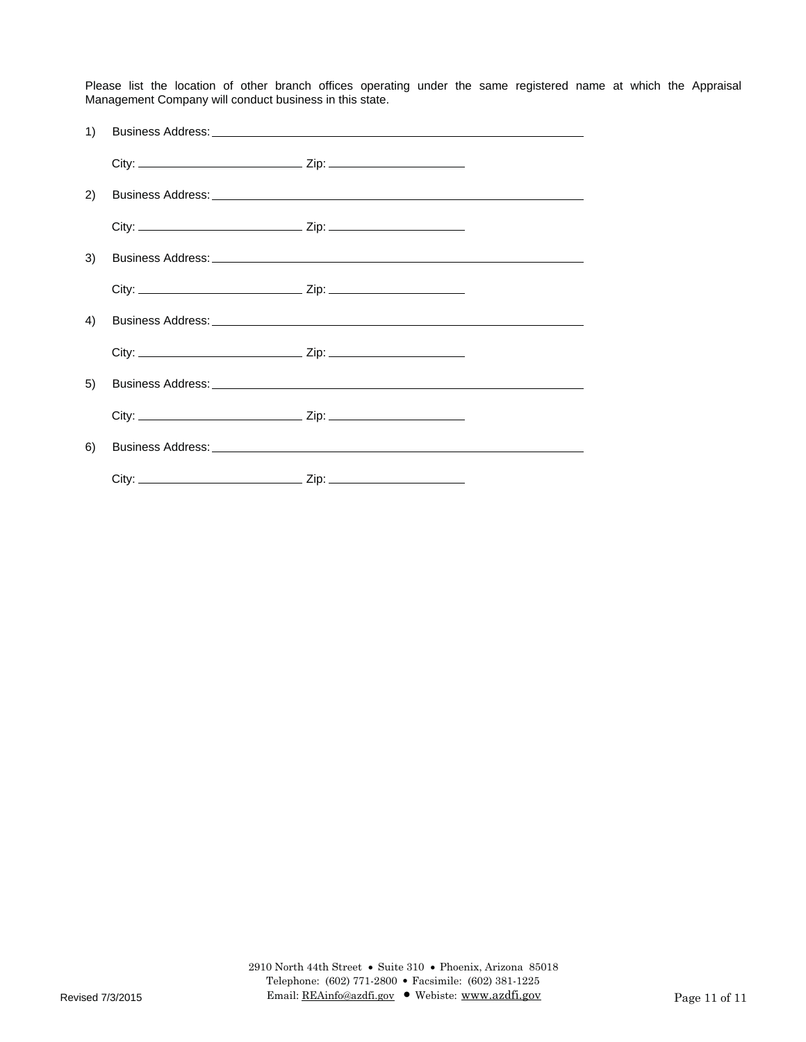Please list the location of other branch offices operating under the same registered name at which the Appraisal Management Company will conduct business in this state.

1) Business Address: ____________________________________________

   City: ________________________ Zip: ____________________

2) Business Address: ____________________________________________

   City: ________________________ Zip: ____________________

3) Business Address: ____________________________________________

   City: ________________________ Zip: ____________________

4) Business Address: ____________________________________________

   City: ________________________ Zip: ____________________

5) Business Address: ____________________________________________

   City: ________________________ Zip: ____________________

6) Business Address: ____________________________________________

   City: ________________________ Zip: ____________________